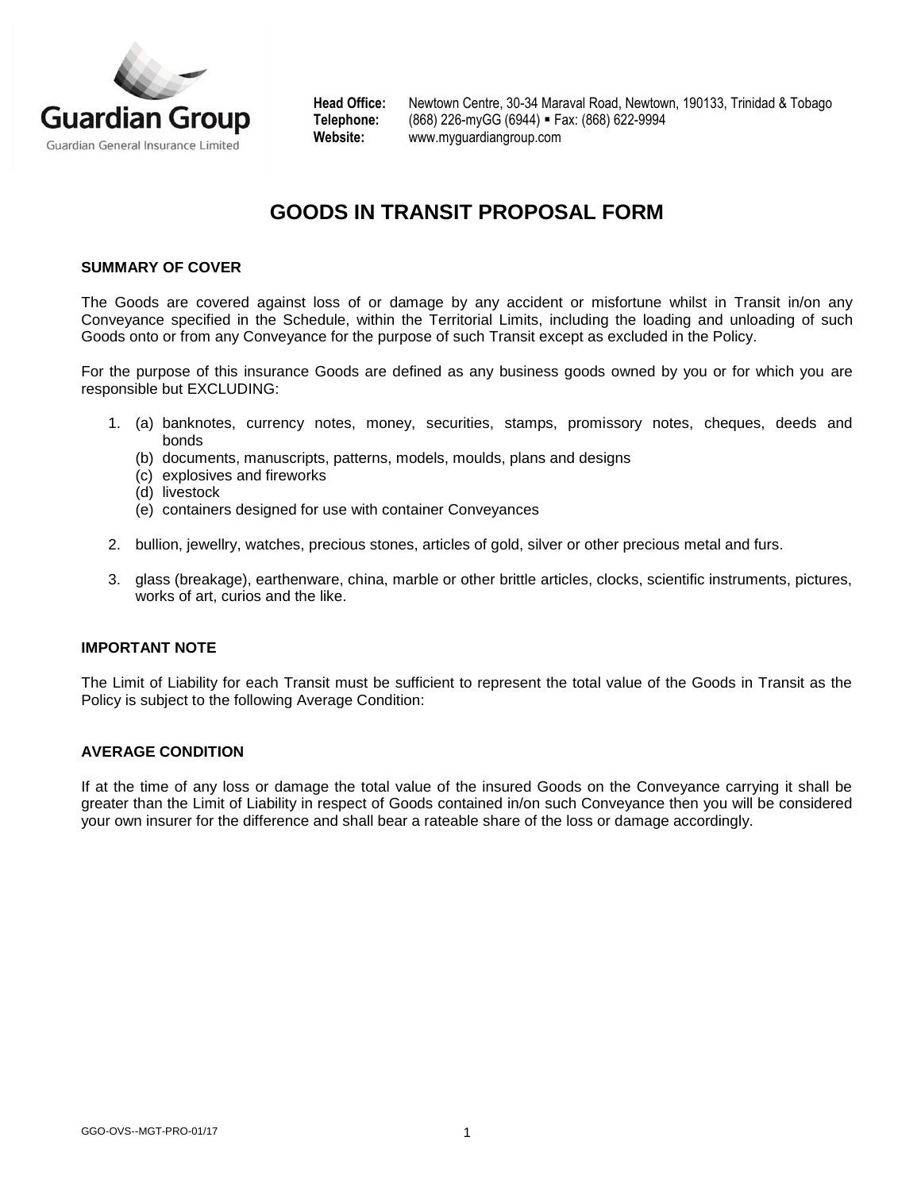Guardian Group

Guardian General Insurance Limited

**Head Office:** Newtown Centre, 30-34 Maraval Road, Newtown, 190133, Trinidad & Tobago
**Telephone:** (868) 226-myGG (6944) ▪ Fax: (868) 622-9994
**Website:** www.myguardiangroup.com

# GOODS IN TRANSIT PROPOSAL FORM

### SUMMARY OF COVER

The Goods are covered against loss of or damage by any accident or misfortune whilst in Transit in/on any Conveyance specified in the Schedule, within the Territorial Limits, including the loading and unloading of such Goods onto or from any Conveyance for the purpose of such Transit except as excluded in the Policy.

For the purpose of this insurance Goods are defined as any business goods owned by you or for which you are responsible but EXCLUDING:

1. (a) banknotes, currency notes, money, securities, stamps, promissory notes, cheques, deeds and bonds
   (b) documents, manuscripts, patterns, models, moulds, plans and designs
   (c) explosives and fireworks
   (d) livestock
   (e) containers designed for use with container Conveyances
2. bullion, jewellry, watches, precious stones, articles of gold, silver or other precious metal and furs.
3. glass (breakage), earthenware, china, marble or other brittle articles, clocks, scientific instruments, pictures, works of art, curios and the like.

### IMPORTANT NOTE

The Limit of Liability for each Transit must be sufficient to represent the total value of the Goods in Transit as the Policy is subject to the following Average Condition:

### AVERAGE CONDITION

If at the time of any loss or damage the total value of the insured Goods on the Conveyance carrying it shall be greater than the Limit of Liability in respect of Goods contained in/on such Conveyance then you will be considered your own insurer for the difference and shall bear a rateable share of the loss or damage accordingly.

GGO-OVS--MGT-PRO-01/17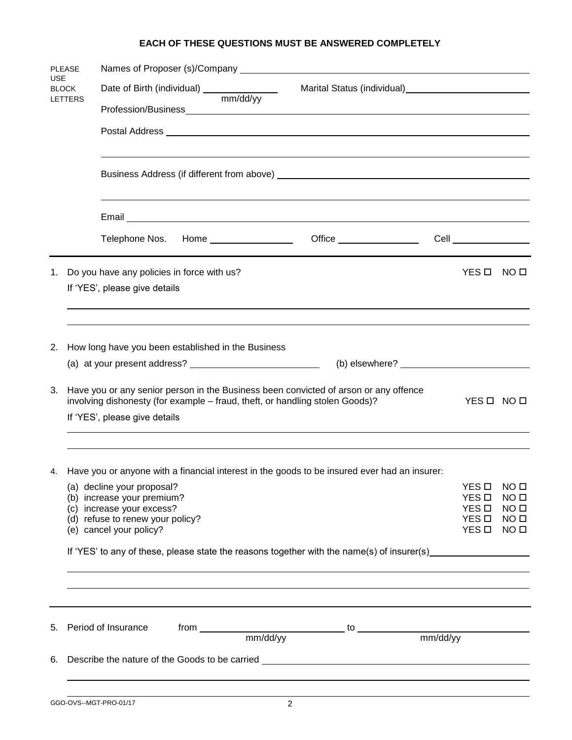**EACH OF THESE QUESTIONS MUST BE ANSWERED COMPLETELY**

PLEASE USE BLOCK LETTERS

Names of Proposer (s)/Company ______________________________

Date of Birth (individual) ______________ (mm/dd/yy) Marital Status (individual) ______________

Profession/Business ______________________________

Postal Address ______________________________

______________________________

Business Address (if different from above) ______________________________

______________________________

Email ______________________________

Telephone Nos. Home ______________ Office ______________ Cell ______________

---

1. Do you have any policies in force with us? YES ☐ NO ☐

   If 'YES', please give details

   ______________________________

   ______________________________

2. How long have you been established in the Business

   (a) at your present address? ______________ (b) elsewhere? ______________

3. Have you or any senior person in the Business been convicted of arson or any offence involving dishonesty (for example – fraud, theft, or handling stolen Goods)? YES ☐ NO ☐

   If 'YES', please give details

   ______________________________

   ______________________________

4. Have you or anyone with a financial interest in the goods to be insured ever had an insurer:

   (a) decline your proposal? YES ☐ NO ☐
   (b) increase your premium? YES ☐ NO ☐
   (c) increase your excess? YES ☐ NO ☐
   (d) refuse to renew your policy? YES ☐ NO ☐
   (e) cancel your policy? YES ☐ NO ☐

   If 'YES' to any of these, please state the reasons together with the name(s) of insurer(s) ______________

   ______________________________

   ______________________________

---

5. Period of Insurance from ______________ (mm/dd/yy) to ______________ (mm/dd/yy)

6. Describe the nature of the Goods to be carried ______________________________

   ______________________________

   ______________________________

GGO-OVS--MGT-PRO-01/17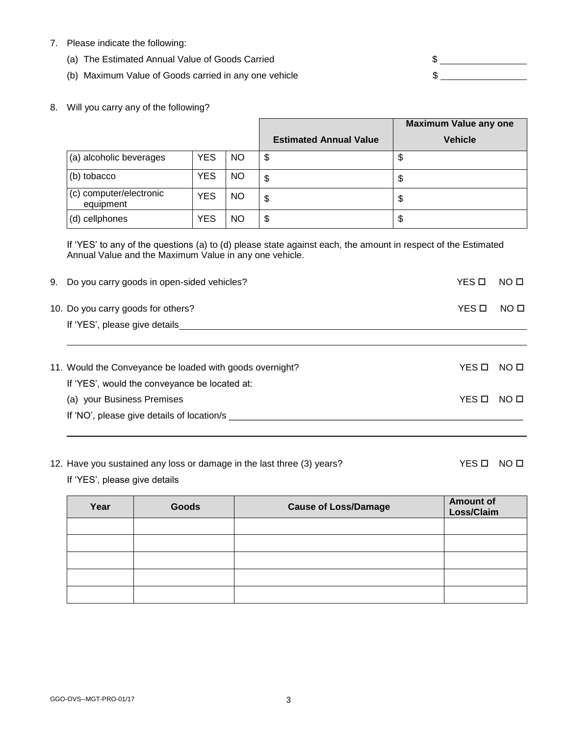7. Please indicate the following:
   (a) The Estimated Annual Value of Goods Carried $ ________________
   (b) Maximum Value of Goods carried in any one vehicle $ ________________

8. Will you carry any of the following?

| | | | Estimated Annual Value | Maximum Value any one Vehicle |
|---|---|---|---|---|
| (a) alcoholic beverages | YES | NO | $ | $ |
| (b) tobacco | YES | NO | $ | $ |
| (c) computer/electronic equipment | YES | NO | $ | $ |
| (d) cellphones | YES | NO | $ | $ |

If 'YES' to any of the questions (a) to (d) please state against each, the amount in respect of the Estimated Annual Value and the Maximum Value in any one vehicle.

9. Do you carry goods in open-sided vehicles? YES ☐ NO ☐

10. Do you carry goods for others? YES ☐ NO ☐
    If 'YES', please give details ________________________________________________
    ________________________________________________________________________

11. Would the Conveyance be loaded with goods overnight? YES ☐ NO ☐
    If 'YES', would the conveyance be located at:
    (a) your Business Premises YES ☐ NO ☐
    If 'NO', please give details of location/s ________________________________________________
    ________________________________________________________________________

12. Have you sustained any loss or damage in the last three (3) years? YES ☐ NO ☐
    If 'YES', please give details

| Year | Goods | Cause of Loss/Damage | Amount of Loss/Claim |
|---|---|---|---|
| | | | |
| | | | |
| | | | |
| | | | |
| | | | |

GGO-OVS--MGT-PRO-01/17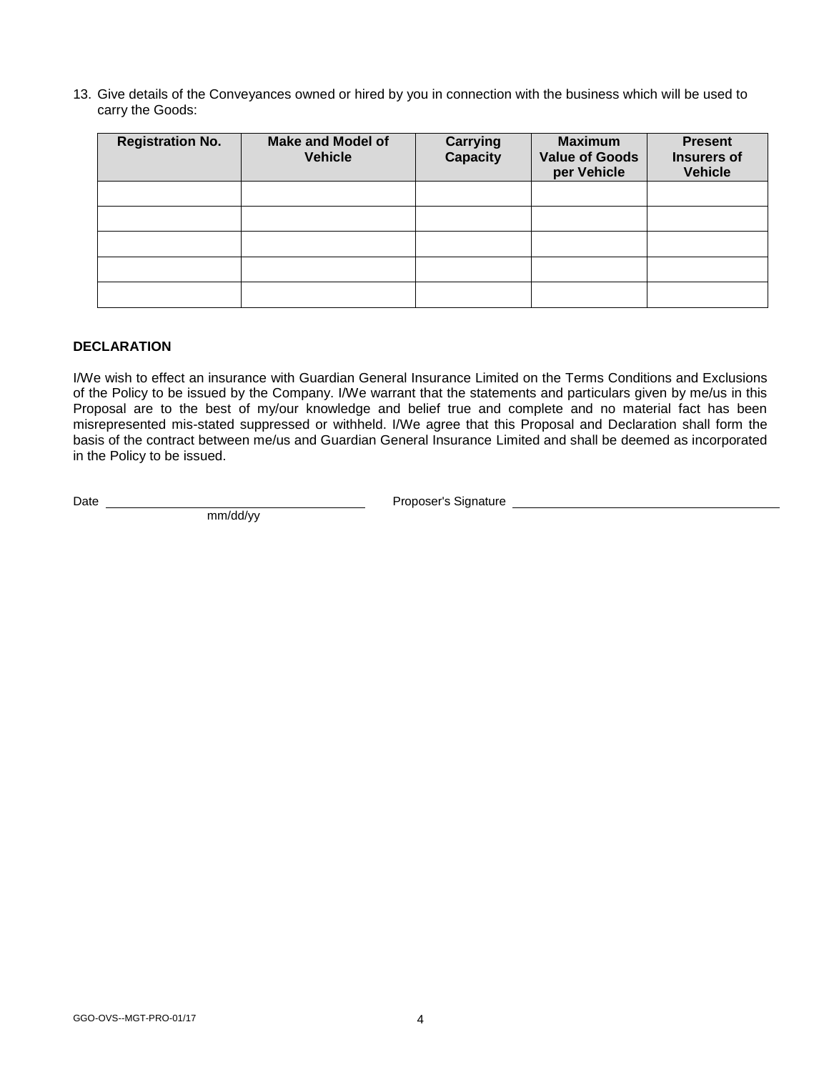13. Give details of the Conveyances owned or hired by you in connection with the business which will be used to carry the Goods:

| Registration No. | Make and Model of Vehicle | Carrying Capacity | Maximum Value of Goods per Vehicle | Present Insurers of Vehicle |
|---|---|---|---|---|
| | | | | |
| | | | | |
| | | | | |
| | | | | |
| | | | | |

**DECLARATION**

I/We wish to effect an insurance with Guardian General Insurance Limited on the Terms Conditions and Exclusions of the Policy to be issued by the Company. I/We warrant that the statements and particulars given by me/us in this Proposal are to the best of my/our knowledge and belief true and complete and no material fact has been misrepresented mis-stated suppressed or withheld. I/We agree that this Proposal and Declaration shall form the basis of the contract between me/us and Guardian General Insurance Limited and shall be deemed as incorporated in the Policy to be issued.

Date ______________________________ Proposer's Signature ______________________________
mm/dd/yy

GGO-OVS--MGT-PRO-01/17